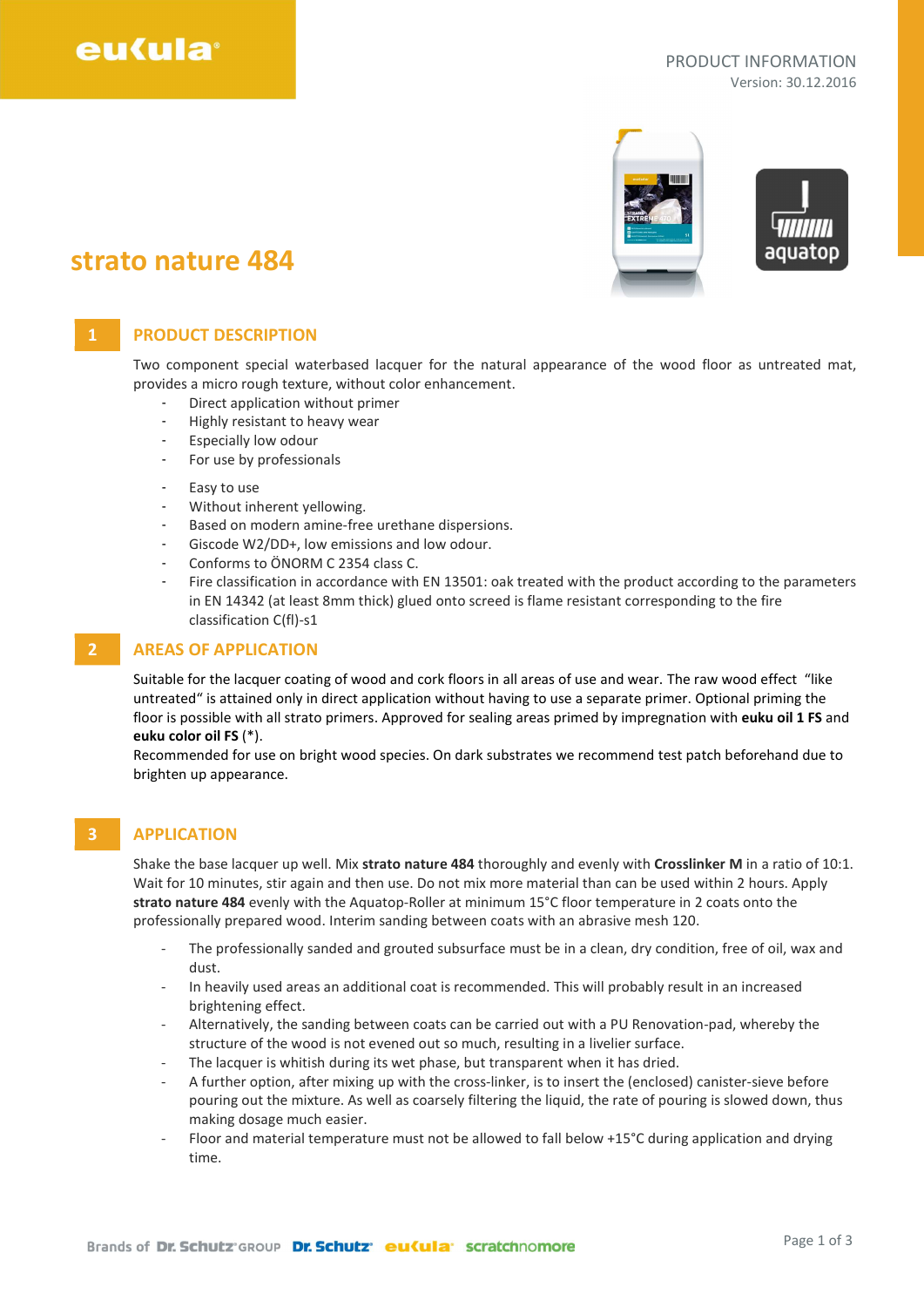PRODUCT INFORMATION
Version: 30.12.2016

# strato nature 484

## 1 PRODUCT DESCRIPTION

Two component special waterbased lacquer for the natural appearance of the wood floor as untreated mat, provides a micro rough texture, without color enhancement.

- Direct application without primer
- Highly resistant to heavy wear
- Especially low odour
- For use by professionals

- Easy to use
- Without inherent yellowing.
- Based on modern amine-free urethane dispersions.
- Giscode W2/DD+, low emissions and low odour.
- Conforms to ÖNORM C 2354 class C.
- Fire classification in accordance with EN 13501: oak treated with the product according to the parameters in EN 14342 (at least 8mm thick) glued onto screed is flame resistant corresponding to the fire classification C(fl)-s1

## 2 AREAS OF APPLICATION

Suitable for the lacquer coating of wood and cork floors in all areas of use and wear. The raw wood effect "like untreated" is attained only in direct application without having to use a separate primer. Optional priming the floor is possible with all strato primers. Approved for sealing areas primed by impregnation with **euku oil 1 FS** and **euku color oil FS** (*).
Recommended for use on bright wood species. On dark substrates we recommend test patch beforehand due to brighten up appearance.

## 3 APPLICATION

Shake the base lacquer up well. Mix **strato nature 484** thoroughly and evenly with **Crosslinker M** in a ratio of 10:1. Wait for 10 minutes, stir again and then use. Do not mix more material than can be used within 2 hours. Apply **strato nature 484** evenly with the Aquatop-Roller at minimum 15°C floor temperature in 2 coats onto the professionally prepared wood. Interim sanding between coats with an abrasive mesh 120.

- The professionally sanded and grouted subsurface must be in a clean, dry condition, free of oil, wax and dust.
- In heavily used areas an additional coat is recommended. This will probably result in an increased brightening effect.
- Alternatively, the sanding between coats can be carried out with a PU Renovation-pad, whereby the structure of the wood is not evened out so much, resulting in a livelier surface.
- The lacquer is whitish during its wet phase, but transparent when it has dried.
- A further option, after mixing up with the cross-linker, is to insert the (enclosed) canister-sieve before pouring out the mixture. As well as coarsely filtering the liquid, the rate of pouring is slowed down, thus making dosage much easier.
- Floor and material temperature must not be allowed to fall below +15°C during application and drying time.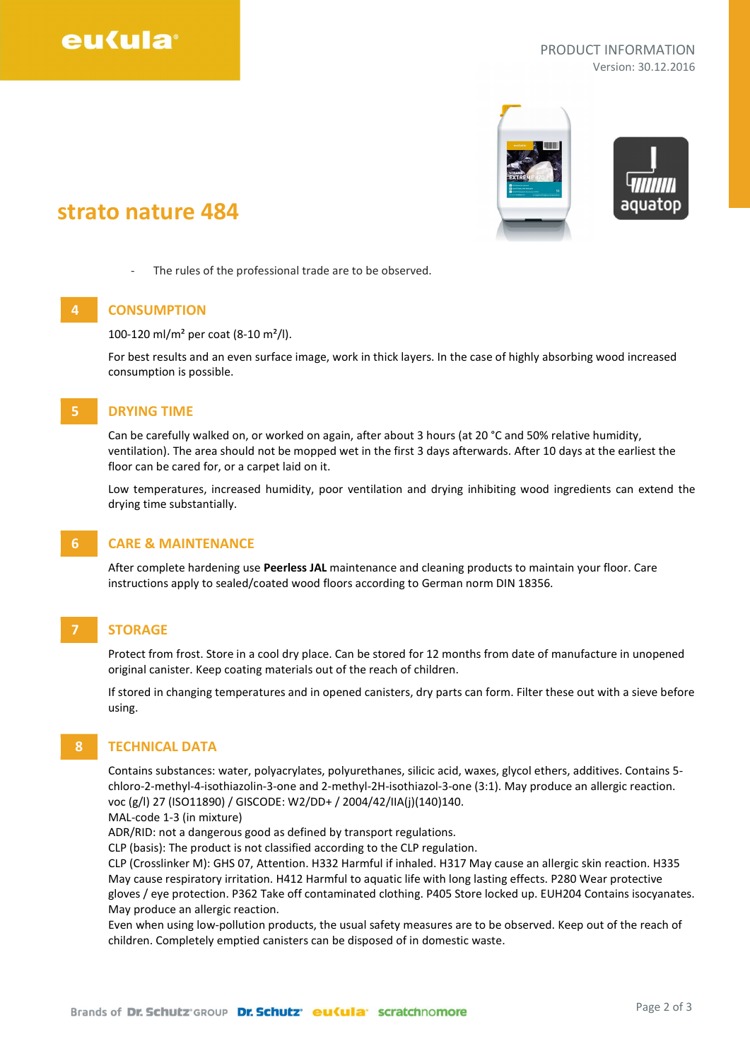# strato nature 484

- The rules of the professional trade are to be observed.

## 4 CONSUMPTION

100-120 ml/m² per coat (8-10 m²/l).

For best results and an even surface image, work in thick layers. In the case of highly absorbing wood increased consumption is possible.

## 5 DRYING TIME

Can be carefully walked on, or worked on again, after about 3 hours (at 20 °C and 50% relative humidity, ventilation). The area should not be mopped wet in the first 3 days afterwards. After 10 days at the earliest the floor can be cared for, or a carpet laid on it.

Low temperatures, increased humidity, poor ventilation and drying inhibiting wood ingredients can extend the drying time substantially.

## 6 CARE & MAINTENANCE

After complete hardening use **Peerless JAL** maintenance and cleaning products to maintain your floor. Care instructions apply to sealed/coated wood floors according to German norm DIN 18356.

## 7 STORAGE

Protect from frost. Store in a cool dry place. Can be stored for 12 months from date of manufacture in unopened original canister. Keep coating materials out of the reach of children.

If stored in changing temperatures and in opened canisters, dry parts can form. Filter these out with a sieve before using.

## 8 TECHNICAL DATA

Contains substances: water, polyacrylates, polyurethanes, silicic acid, waxes, glycol ethers, additives. Contains 5-chloro-2-methyl-4-isothiazolin-3-one and 2-methyl-2H-isothiazol-3-one (3:1). May produce an allergic reaction.
voc (g/l) 27 (ISO11890) / GISCODE: W2/DD+ / 2004/42/IIA(j)(140)140.
MAL-code 1-3 (in mixture)
ADR/RID: not a dangerous good as defined by transport regulations.
CLP (basis): The product is not classified according to the CLP regulation.
CLP (Crosslinker M): GHS 07, Attention. H332 Harmful if inhaled. H317 May cause an allergic skin reaction. H335 May cause respiratory irritation. H412 Harmful to aquatic life with long lasting effects. P280 Wear protective gloves / eye protection. P362 Take off contaminated clothing. P405 Store locked up. EUH204 Contains isocyanates. May produce an allergic reaction.
Even when using low-pollution products, the usual safety measures are to be observed. Keep out of the reach of children. Completely emptied canisters can be disposed of in domestic waste.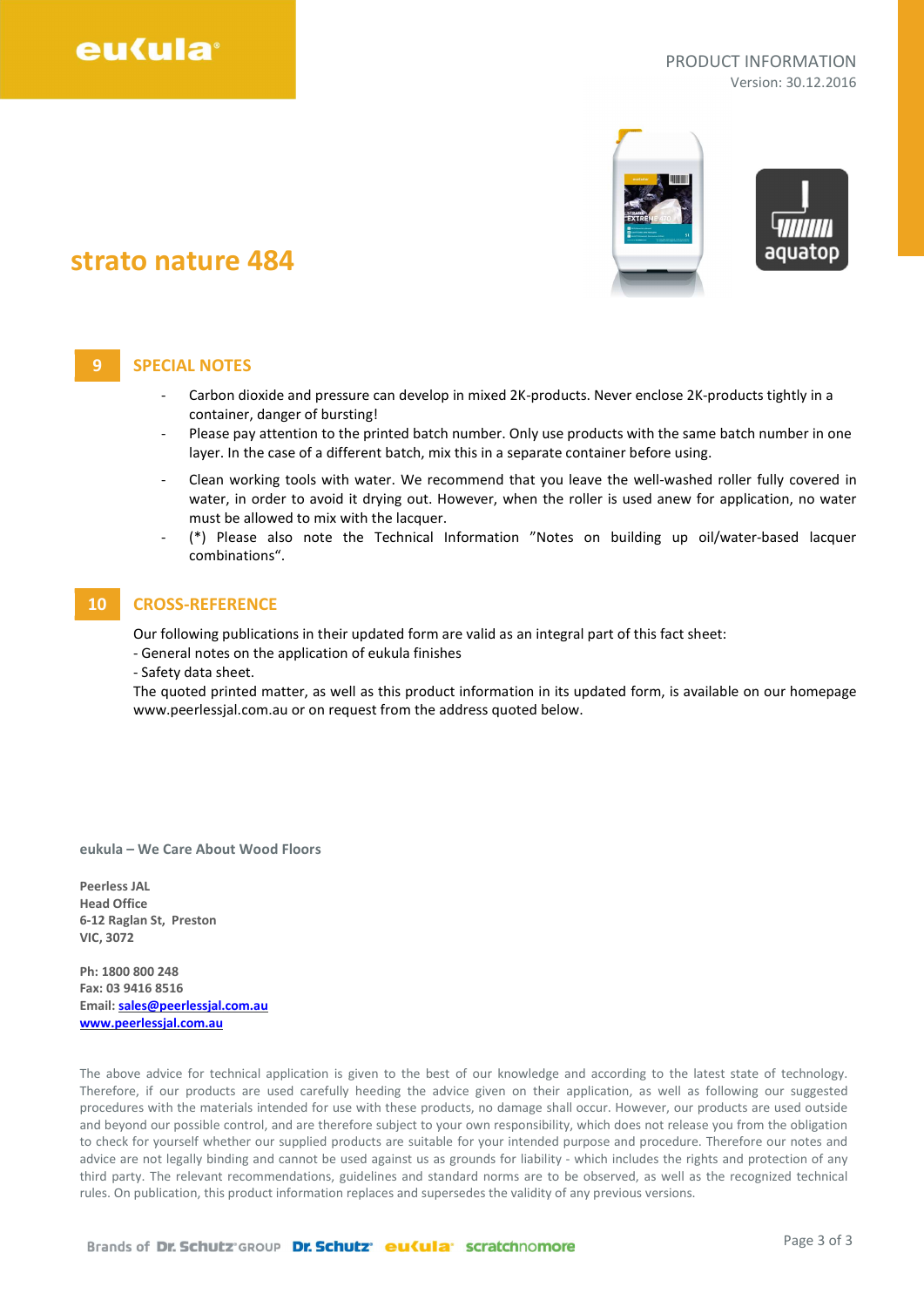# strato nature 484

## 9 SPECIAL NOTES

- Carbon dioxide and pressure can develop in mixed 2K-products. Never enclose 2K-products tightly in a container, danger of bursting!
- Please pay attention to the printed batch number. Only use products with the same batch number in one layer. In the case of a different batch, mix this in a separate container before using.
- Clean working tools with water. We recommend that you leave the well-washed roller fully covered in water, in order to avoid it drying out. However, when the roller is used anew for application, no water must be allowed to mix with the lacquer.
- (*) Please also note the Technical Information "Notes on building up oil/water-based lacquer combinations".

## 10 CROSS-REFERENCE

Our following publications in their updated form are valid as an integral part of this fact sheet:
- General notes on the application of eukula finishes
- Safety data sheet.

The quoted printed matter, as well as this product information in its updated form, is available on our homepage www.peerlessjal.com.au or on request from the address quoted below.

**eukula – We Care About Wood Floors**

**Peerless JAL**
**Head Office**
**6-12 Raglan St, Preston**
**VIC, 3072**

**Ph: 1800 800 248**
**Fax: 03 9416 8516**
**Email: sales@peerlessjal.com.au**
**www.peerlessjal.com.au**

The above advice for technical application is given to the best of our knowledge and according to the latest state of technology. Therefore, if our products are used carefully heeding the advice given on their application, as well as following our suggested procedures with the materials intended for use with these products, no damage shall occur. However, our products are used outside and beyond our possible control, and are therefore subject to your own responsibility, which does not release you from the obligation to check for yourself whether our supplied products are suitable for your intended purpose and procedure. Therefore our notes and advice are not legally binding and cannot be used against us as grounds for liability - which includes the rights and protection of any third party. The relevant recommendations, guidelines and standard norms are to be observed, as well as the recognized technical rules. On publication, this product information replaces and supersedes the validity of any previous versions.